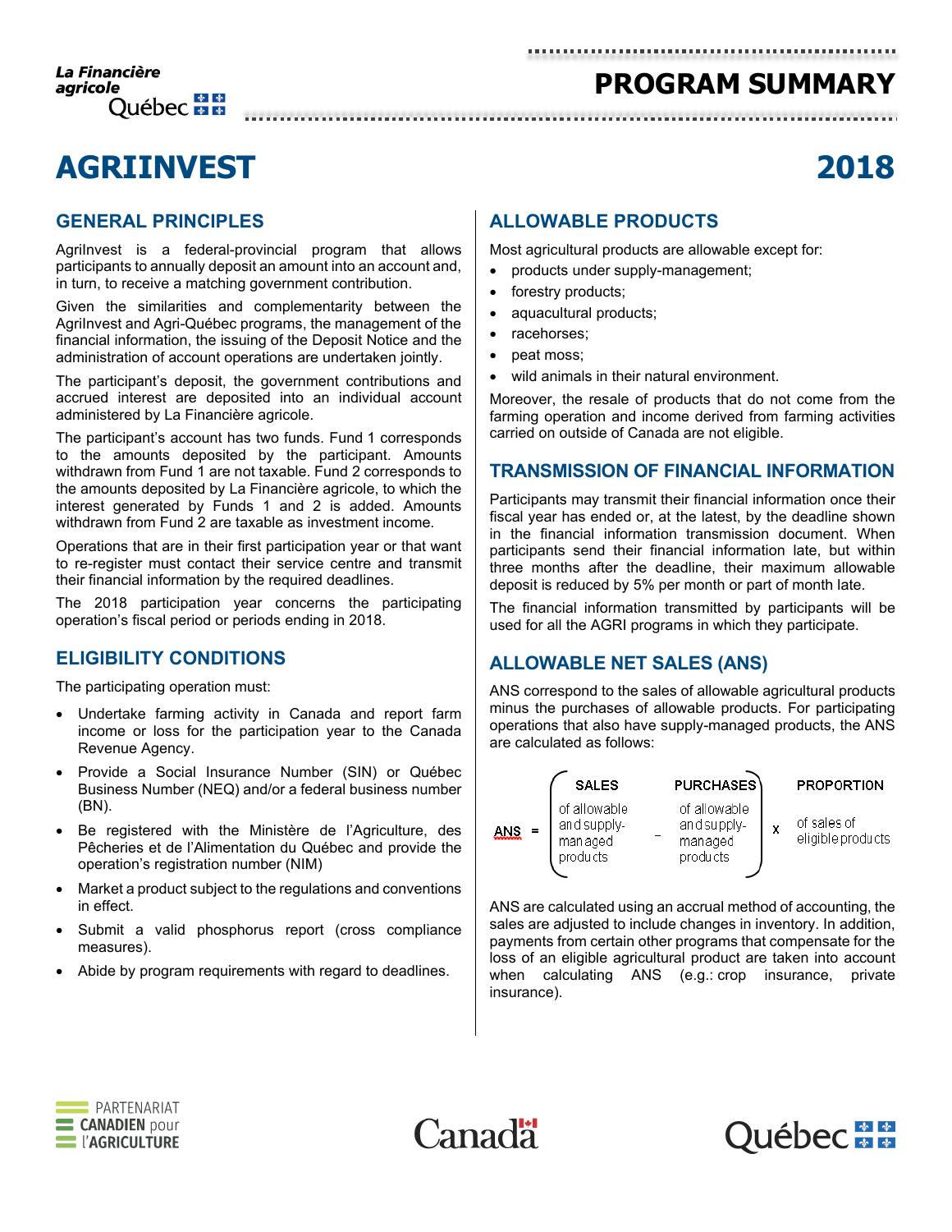# PROGRAM SUMMARY

# AGRIINVEST 2018

## GENERAL PRINCIPLES

AgriInvest is a federal-provincial program that allows participants to annually deposit an amount into an account and, in turn, to receive a matching government contribution.

Given the similarities and complementarity between the AgriInvest and Agri-Québec programs, the management of the financial information, the issuing of the Deposit Notice and the administration of account operations are undertaken jointly.

The participant's deposit, the government contributions and accrued interest are deposited into an individual account administered by La Financière agricole.

The participant's account has two funds. Fund 1 corresponds to the amounts deposited by the participant. Amounts withdrawn from Fund 1 are not taxable. Fund 2 corresponds to the amounts deposited by La Financière agricole, to which the interest generated by Funds 1 and 2 is added. Amounts withdrawn from Fund 2 are taxable as investment income.

Operations that are in their first participation year or that want to re-register must contact their service centre and transmit their financial information by the required deadlines.

The 2018 participation year concerns the participating operation's fiscal period or periods ending in 2018.

## ELIGIBILITY CONDITIONS

The participating operation must:

- Undertake farming activity in Canada and report farm income or loss for the participation year to the Canada Revenue Agency.
- Provide a Social Insurance Number (SIN) or Québec Business Number (NEQ) and/or a federal business number (BN).
- Be registered with the Ministère de l'Agriculture, des Pêcheries et de l'Alimentation du Québec and provide the operation's registration number (NIM)
- Market a product subject to the regulations and conventions in effect.
- Submit a valid phosphorus report (cross compliance measures).
- Abide by program requirements with regard to deadlines.

## ALLOWABLE PRODUCTS

Most agricultural products are allowable except for:

- products under supply-management;
- forestry products;
- aquacultural products;
- racehorses;
- peat moss;
- wild animals in their natural environment.

Moreover, the resale of products that do not come from the farming operation and income derived from farming activities carried on outside of Canada are not eligible.

## TRANSMISSION OF FINANCIAL INFORMATION

Participants may transmit their financial information once their fiscal year has ended or, at the latest, by the deadline shown in the financial information transmission document. When participants send their financial information late, but within three months after the deadline, their maximum allowable deposit is reduced by 5% per month or part of month late.

The financial information transmitted by participants will be used for all the AGRI programs in which they participate.

## ALLOWABLE NET SALES (ANS)

ANS correspond to the sales of allowable agricultural products minus the purchases of allowable products. For participating operations that also have supply-managed products, the ANS are calculated as follows:

$$\text{ANS} = \left( \text{SALES of allowable and supply-managed products} - \text{PURCHASES of allowable and supply-managed products} \right) \times \text{PROPORTION of sales of eligible products}$$

ANS are calculated using an accrual method of accounting, the sales are adjusted to include changes in inventory. In addition, payments from certain other programs that compensate for the loss of an eligible agricultural product are taken into account when calculating ANS (e.g.: crop insurance, private insurance).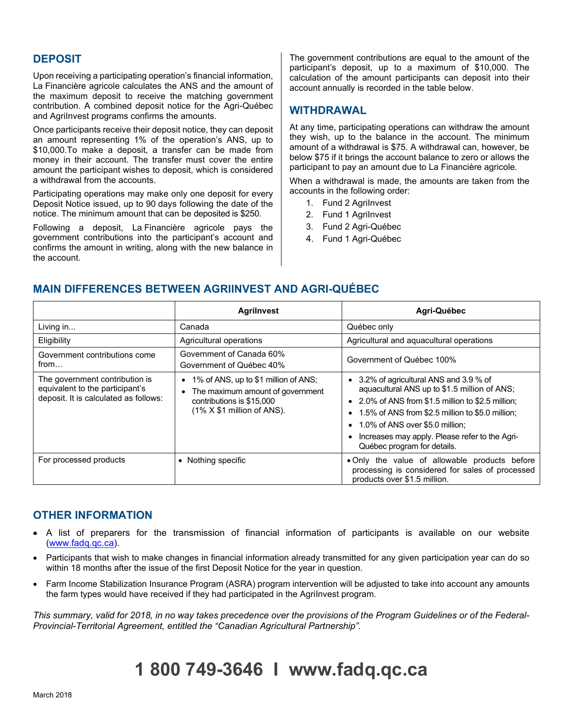## DEPOSIT

Upon receiving a participating operation's financial information, La Financière agricole calculates the ANS and the amount of the maximum deposit to receive the matching government contribution. A combined deposit notice for the Agri-Québec and AgriInvest programs confirms the amounts.

Once participants receive their deposit notice, they can deposit an amount representing 1% of the operation's ANS, up to $10,000.To make a deposit, a transfer can be made from money in their account. The transfer must cover the entire amount the participant wishes to deposit, which is considered a withdrawal from the accounts.

Participating operations may make only one deposit for every Deposit Notice issued, up to 90 days following the date of the notice. The minimum amount that can be deposited is $250.

Following a deposit, La Financière agricole pays the government contributions into the participant's account and confirms the amount in writing, along with the new balance in the account.

The government contributions are equal to the amount of the participant's deposit, up to a maximum of $10,000. The calculation of the amount participants can deposit into their account annually is recorded in the table below.

## WITHDRAWAL

At any time, participating operations can withdraw the amount they wish, up to the balance in the account. The minimum amount of a withdrawal is $75. A withdrawal can, however, be below $75 if it brings the account balance to zero or allows the participant to pay an amount due to La Financière agricole.

When a withdrawal is made, the amounts are taken from the accounts in the following order:

1. Fund 2 AgriInvest
2. Fund 1 AgriInvest
3. Fund 2 Agri-Québec
4. Fund 1 Agri-Québec

## MAIN DIFFERENCES BETWEEN AGRIINVEST AND AGRI-QUÉBEC

| | AgriInvest | Agri-Québec |
|---|---|---|
| Living in... | Canada | Québec only |
| Eligibility | Agricultural operations | Agricultural and aquacultural operations |
| Government contributions come from… | Government of Canada 60%<br>Government of Québec 40% | Government of Québec 100% |
| The government contribution is equivalent to the participant's deposit. It is calculated as follows: | • 1% of ANS, up to $1 million of ANS;<br>• The maximum amount of government contributions is $15,000 (1% X $1 million of ANS). | • 3.2% of agricultural ANS and 3.9 % of aquacultural ANS up to $1.5 million of ANS;<br>• 2.0% of ANS from $1.5 million to $2.5 million;<br>• 1.5% of ANS from $2.5 million to $5.0 million;<br>• 1.0% of ANS over $5.0 million;<br>• Increases may apply. Please refer to the Agri-Québec program for details. |
| For processed products | • Nothing specific | • Only the value of allowable products before processing is considered for sales of processed products over $1.5 million. |

## OTHER INFORMATION

- A list of preparers for the transmission of financial information of participants is available on our website (www.fadq.qc.ca).
- Participants that wish to make changes in financial information already transmitted for any given participation year can do so within 18 months after the issue of the first Deposit Notice for the year in question.
- Farm Income Stabilization Insurance Program (ASRA) program intervention will be adjusted to take into account any amounts the farm types would have received if they had participated in the AgriInvest program.

*This summary, valid for 2018, in no way takes precedence over the provisions of the Program Guidelines or of the Federal-Provincial-Territorial Agreement, entitled the "Canadian Agricultural Partnership".*

**1 800 749-3646 I www.fadq.qc.ca**

March 2018